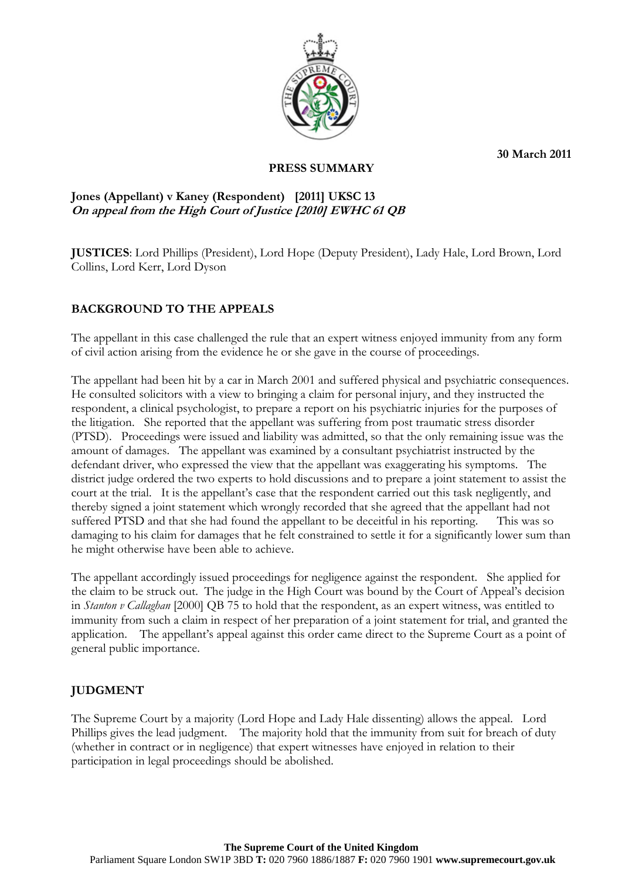**30 March 2011**

**PRESS SUMMARY**

**Jones (Appellant) v Kaney (Respondent) [2011] UKSC 13**
***On appeal from the High Court of Justice [2010] EWHC 61 QB***

**JUSTICES**: Lord Phillips (President), Lord Hope (Deputy President), Lady Hale, Lord Brown, Lord Collins, Lord Kerr, Lord Dyson

## BACKGROUND TO THE APPEALS

The appellant in this case challenged the rule that an expert witness enjoyed immunity from any form of civil action arising from the evidence he or she gave in the course of proceedings.

The appellant had been hit by a car in March 2001 and suffered physical and psychiatric consequences. He consulted solicitors with a view to bringing a claim for personal injury, and they instructed the respondent, a clinical psychologist, to prepare a report on his psychiatric injuries for the purposes of the litigation. She reported that the appellant was suffering from post traumatic stress disorder (PTSD). Proceedings were issued and liability was admitted, so that the only remaining issue was the amount of damages. The appellant was examined by a consultant psychiatrist instructed by the defendant driver, who expressed the view that the appellant was exaggerating his symptoms. The district judge ordered the two experts to hold discussions and to prepare a joint statement to assist the court at the trial. It is the appellant's case that the respondent carried out this task negligently, and thereby signed a joint statement which wrongly recorded that she agreed that the appellant had not suffered PTSD and that she had found the appellant to be deceitful in his reporting. This was so damaging to his claim for damages that he felt constrained to settle it for a significantly lower sum than he might otherwise have been able to achieve.

The appellant accordingly issued proceedings for negligence against the respondent. She applied for the claim to be struck out. The judge in the High Court was bound by the Court of Appeal's decision in *Stanton v Callaghan* [2000] QB 75 to hold that the respondent, as an expert witness, was entitled to immunity from such a claim in respect of her preparation of a joint statement for trial, and granted the application. The appellant's appeal against this order came direct to the Supreme Court as a point of general public importance.

## JUDGMENT

The Supreme Court by a majority (Lord Hope and Lady Hale dissenting) allows the appeal. Lord Phillips gives the lead judgment. The majority hold that the immunity from suit for breach of duty (whether in contract or in negligence) that expert witnesses have enjoyed in relation to their participation in legal proceedings should be abolished.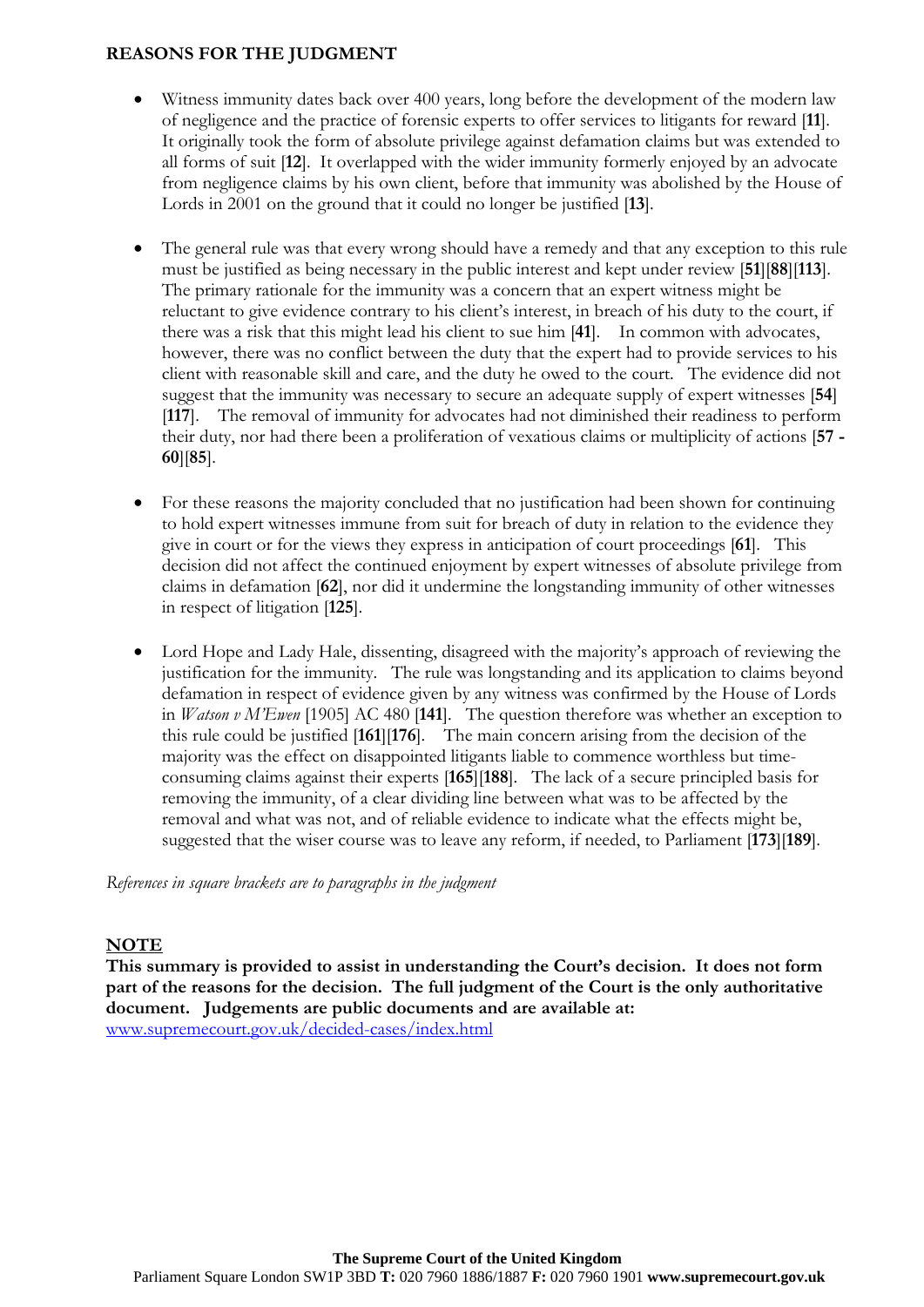**REASONS FOR THE JUDGMENT**

- Witness immunity dates back over 400 years, long before the development of the modern law of negligence and the practice of forensic experts to offer services to litigants for reward [**11**]. It originally took the form of absolute privilege against defamation claims but was extended to all forms of suit [**12**]. It overlapped with the wider immunity formerly enjoyed by an advocate from negligence claims by his own client, before that immunity was abolished by the House of Lords in 2001 on the ground that it could no longer be justified [**13**].

- The general rule was that every wrong should have a remedy and that any exception to this rule must be justified as being necessary in the public interest and kept under review [**51**][**88**][**113**]. The primary rationale for the immunity was a concern that an expert witness might be reluctant to give evidence contrary to his client's interest, in breach of his duty to the court, if there was a risk that this might lead his client to sue him [**41**]. In common with advocates, however, there was no conflict between the duty that the expert had to provide services to his client with reasonable skill and care, and the duty he owed to the court. The evidence did not suggest that the immunity was necessary to secure an adequate supply of expert witnesses [**54**][**117**]. The removal of immunity for advocates had not diminished their readiness to perform their duty, nor had there been a proliferation of vexatious claims or multiplicity of actions [**57 - 60**][**85**].

- For these reasons the majority concluded that no justification had been shown for continuing to hold expert witnesses immune from suit for breach of duty in relation to the evidence they give in court or for the views they express in anticipation of court proceedings [**61**]. This decision did not affect the continued enjoyment by expert witnesses of absolute privilege from claims in defamation [**62**], nor did it undermine the longstanding immunity of other witnesses in respect of litigation [**125**].

- Lord Hope and Lady Hale, dissenting, disagreed with the majority's approach of reviewing the justification for the immunity. The rule was longstanding and its application to claims beyond defamation in respect of evidence given by any witness was confirmed by the House of Lords in *Watson v M'Ewen* [1905] AC 480 [**141**]. The question therefore was whether an exception to this rule could be justified [**161**][**176**]. The main concern arising from the decision of the majority was the effect on disappointed litigants liable to commence worthless but time-consuming claims against their experts [**165**][**188**]. The lack of a secure principled basis for removing the immunity, of a clear dividing line between what was to be affected by the removal and what was not, and of reliable evidence to indicate what the effects might be, suggested that the wiser course was to leave any reform, if needed, to Parliament [**173**][**189**].

*References in square brackets are to paragraphs in the judgment*

**NOTE**

**This summary is provided to assist in understanding the Court's decision. It does not form part of the reasons for the decision. The full judgment of the Court is the only authoritative document. Judgements are public documents and are available at:**
www.supremecourt.gov.uk/decided-cases/index.html